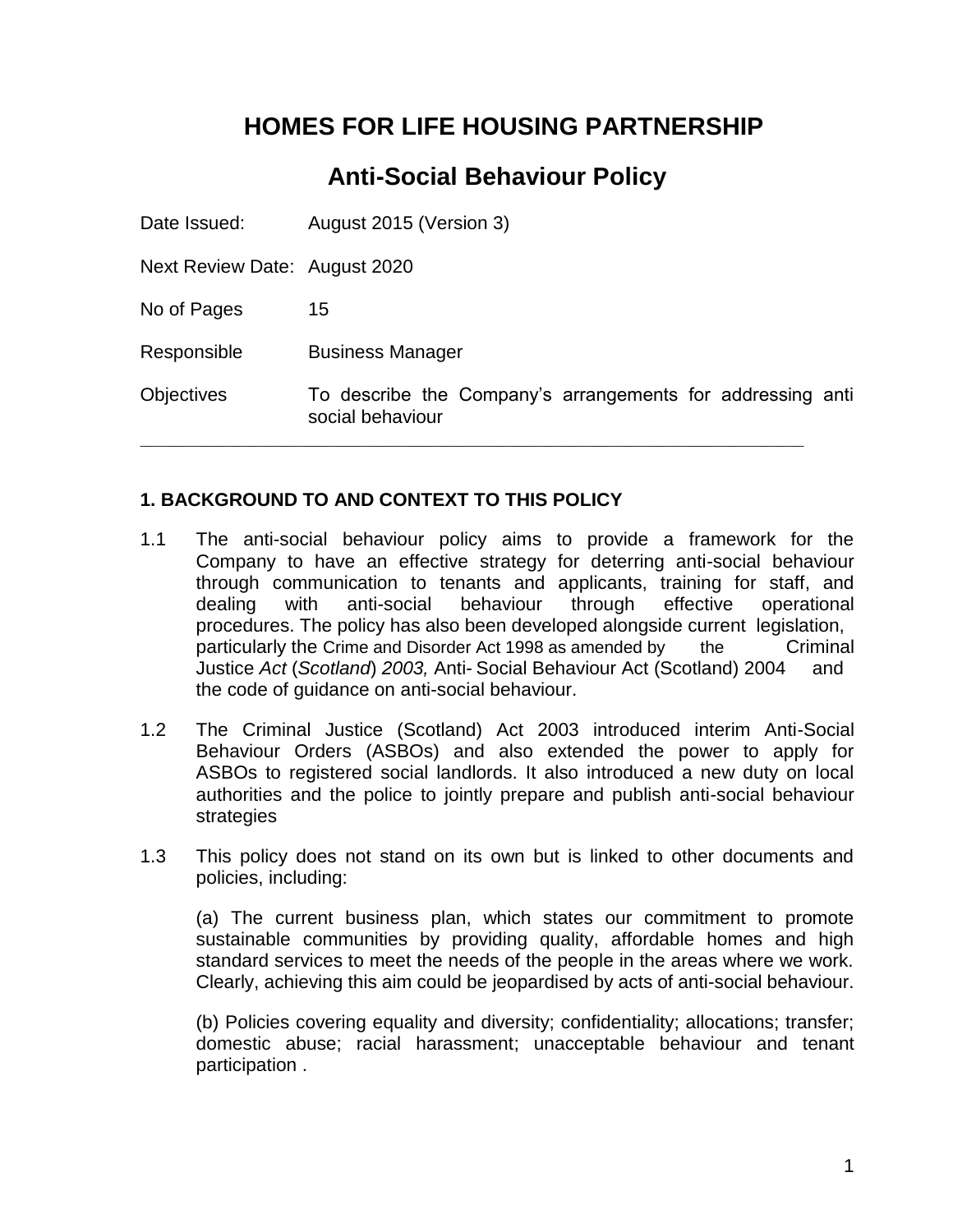# HOMES FOR LIFE HOUSING PARTNERSHIP

## Anti-Social Behaviour Policy

| | |
|---|---|
| Date Issued: | August 2015 (Version 3) |
| Next Review Date: | August 2020 |
| No of Pages | 15 |
| Responsible | Business Manager |
| Objectives | To describe the Company's arrangements for addressing anti social behaviour |

---

### 1. BACKGROUND TO AND CONTEXT TO THIS POLICY

1.1 The anti-social behaviour policy aims to provide a framework for the Company to have an effective strategy for deterring anti-social behaviour through communication to tenants and applicants, training for staff, and dealing with anti-social behaviour through effective operational procedures. The policy has also been developed alongside current legislation, particularly the Crime and Disorder Act 1998 as amended by the Criminal Justice *Act* (*Scotland*) *2003,* Anti- Social Behaviour Act (Scotland) 2004 and the code of guidance on anti-social behaviour.

1.2 The Criminal Justice (Scotland) Act 2003 introduced interim Anti-Social Behaviour Orders (ASBOs) and also extended the power to apply for ASBOs to registered social landlords. It also introduced a new duty on local authorities and the police to jointly prepare and publish anti-social behaviour strategies

1.3 This policy does not stand on its own but is linked to other documents and policies, including:

(a) The current business plan, which states our commitment to promote sustainable communities by providing quality, affordable homes and high standard services to meet the needs of the people in the areas where we work. Clearly, achieving this aim could be jeopardised by acts of anti-social behaviour.

(b) Policies covering equality and diversity; confidentiality; allocations; transfer; domestic abuse; racial harassment; unacceptable behaviour and tenant participation .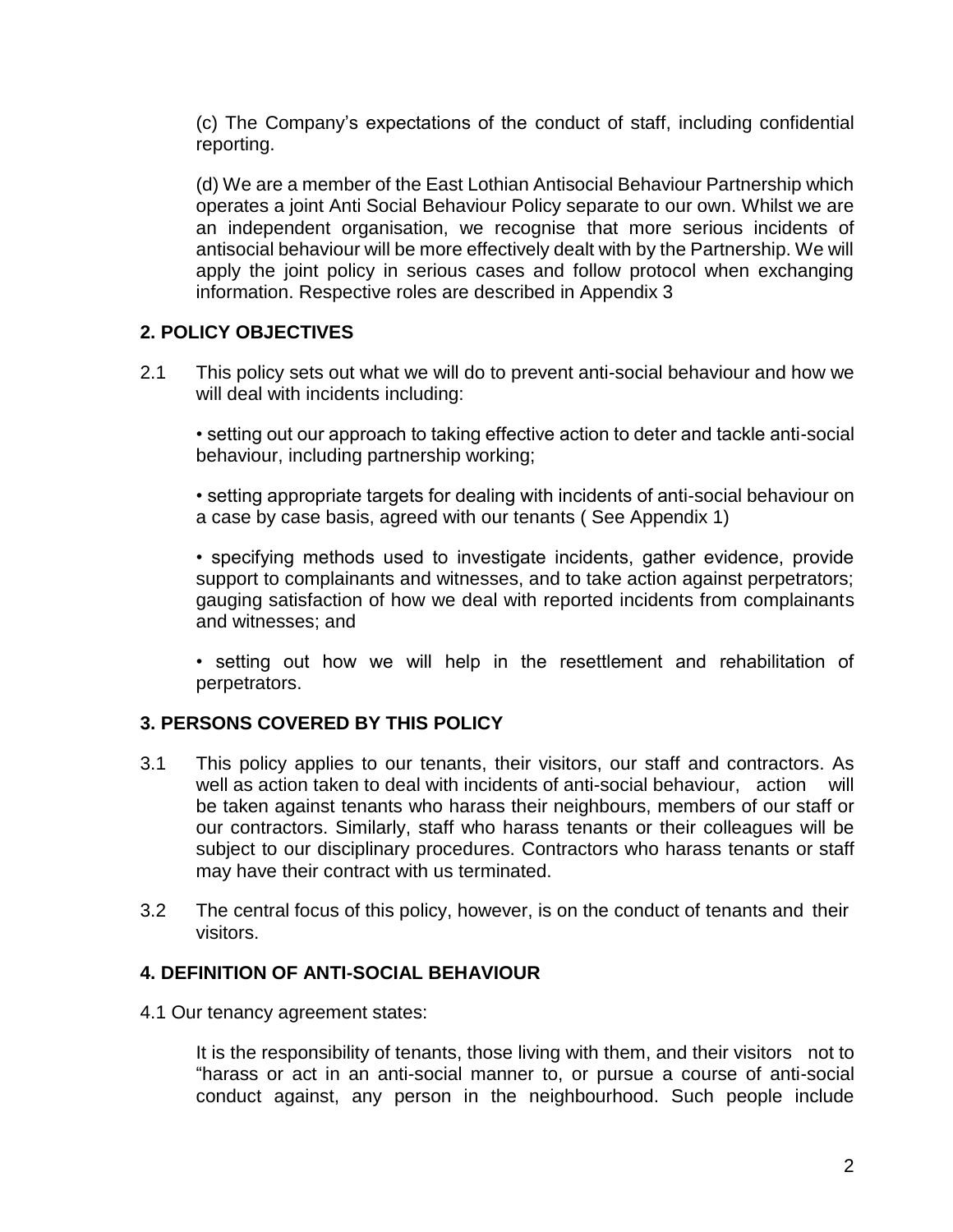(c) The Company's expectations of the conduct of staff, including confidential reporting.

(d) We are a member of the East Lothian Antisocial Behaviour Partnership which operates a joint Anti Social Behaviour Policy separate to our own. Whilst we are an independent organisation, we recognise that more serious incidents of antisocial behaviour will be more effectively dealt with by the Partnership. We will apply the joint policy in serious cases and follow protocol when exchanging information. Respective roles are described in Appendix 3

## 2. POLICY OBJECTIVES

2.1 This policy sets out what we will do to prevent anti-social behaviour and how we will deal with incidents including:

- setting out our approach to taking effective action to deter and tackle anti-social behaviour, including partnership working;

- setting appropriate targets for dealing with incidents of anti-social behaviour on a case by case basis, agreed with our tenants ( See Appendix 1)

- specifying methods used to investigate incidents, gather evidence, provide support to complainants and witnesses, and to take action against perpetrators; gauging satisfaction of how we deal with reported incidents from complainants and witnesses; and

- setting out how we will help in the resettlement and rehabilitation of perpetrators.

## 3. PERSONS COVERED BY THIS POLICY

3.1 This policy applies to our tenants, their visitors, our staff and contractors. As well as action taken to deal with incidents of anti-social behaviour, action will be taken against tenants who harass their neighbours, members of our staff or our contractors. Similarly, staff who harass tenants or their colleagues will be subject to our disciplinary procedures. Contractors who harass tenants or staff may have their contract with us terminated.

3.2 The central focus of this policy, however, is on the conduct of tenants and their visitors.

## 4. DEFINITION OF ANTI-SOCIAL BEHAVIOUR

4.1 Our tenancy agreement states:

It is the responsibility of tenants, those living with them, and their visitors not to "harass or act in an anti-social manner to, or pursue a course of anti-social conduct against, any person in the neighbourhood. Such people include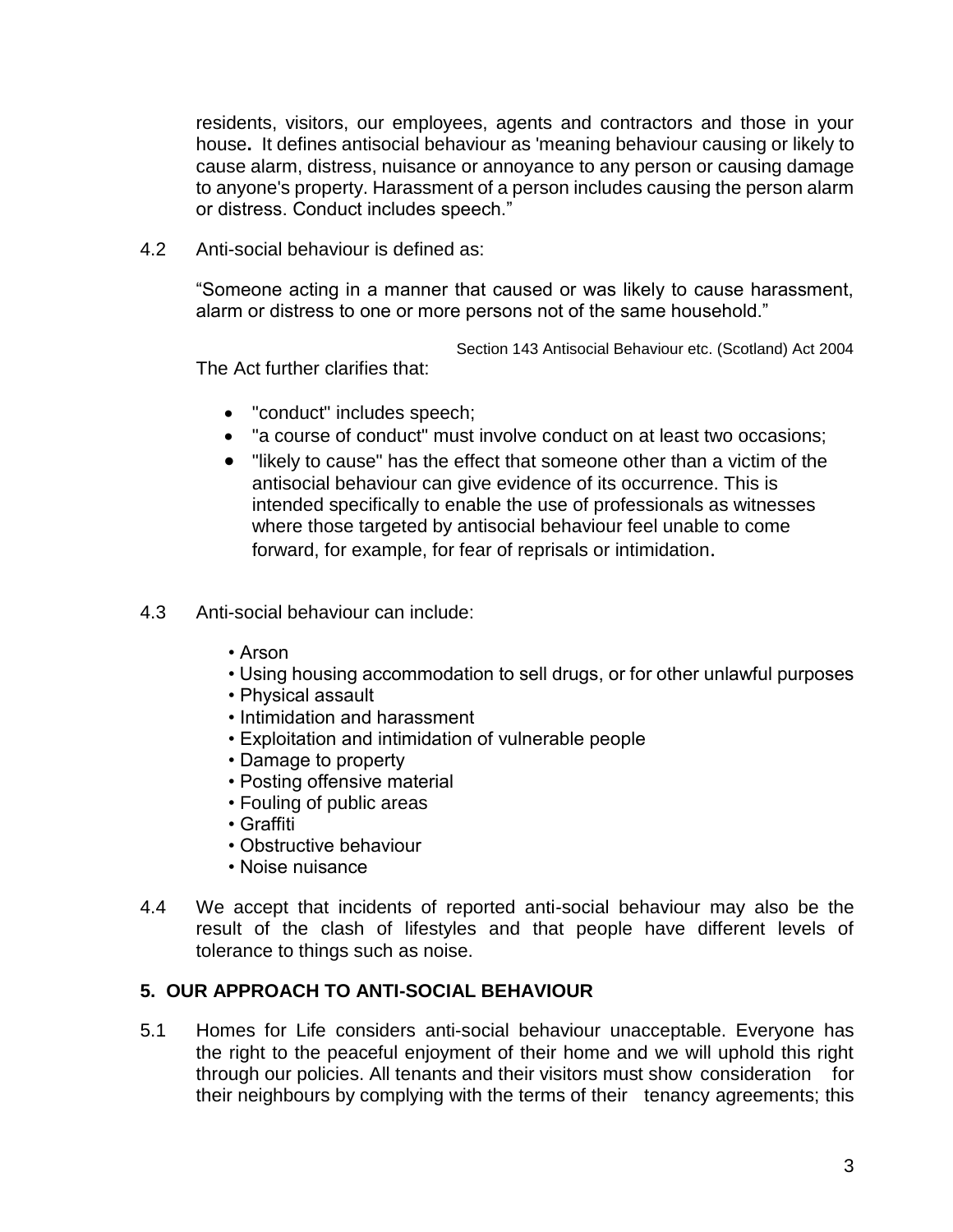residents, visitors, our employees, agents and contractors and those in your house**.** It defines antisocial behaviour as 'meaning behaviour causing or likely to cause alarm, distress, nuisance or annoyance to any person or causing damage to anyone's property. Harassment of a person includes causing the person alarm or distress. Conduct includes speech."

4.2 Anti-social behaviour is defined as:

"Someone acting in a manner that caused or was likely to cause harassment, alarm or distress to one or more persons not of the same household."

Section 143 Antisocial Behaviour etc. (Scotland) Act 2004

The Act further clarifies that:

- "conduct" includes speech;
- "a course of conduct" must involve conduct on at least two occasions;
- "likely to cause" has the effect that someone other than a victim of the antisocial behaviour can give evidence of its occurrence. This is intended specifically to enable the use of professionals as witnesses where those targeted by antisocial behaviour feel unable to come forward, for example, for fear of reprisals or intimidation.

4.3 Anti-social behaviour can include:

- Arson
- Using housing accommodation to sell drugs, or for other unlawful purposes
- Physical assault
- Intimidation and harassment
- Exploitation and intimidation of vulnerable people
- Damage to property
- Posting offensive material
- Fouling of public areas
- Graffiti
- Obstructive behaviour
- Noise nuisance

4.4 We accept that incidents of reported anti-social behaviour may also be the result of the clash of lifestyles and that people have different levels of tolerance to things such as noise.

## 5. OUR APPROACH TO ANTI-SOCIAL BEHAVIOUR

5.1 Homes for Life considers anti-social behaviour unacceptable. Everyone has the right to the peaceful enjoyment of their home and we will uphold this right through our policies. All tenants and their visitors must show consideration for their neighbours by complying with the terms of their tenancy agreements; this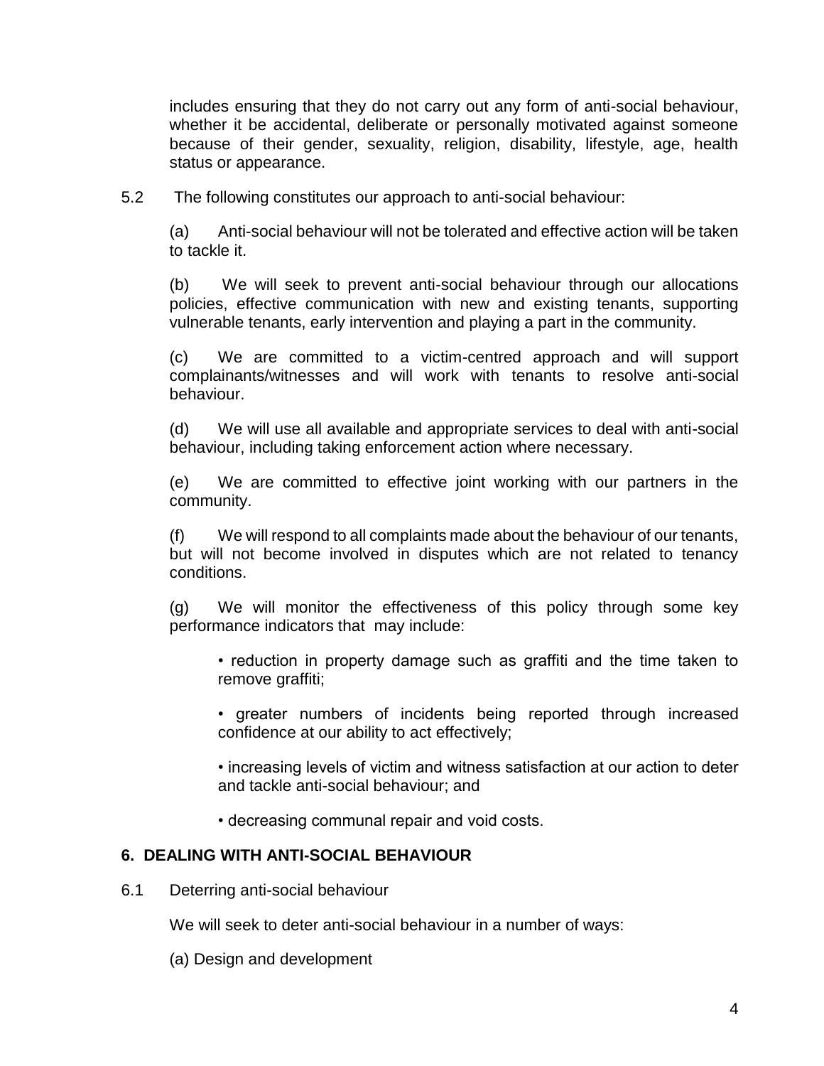includes ensuring that they do not carry out any form of anti-social behaviour, whether it be accidental, deliberate or personally motivated against someone because of their gender, sexuality, religion, disability, lifestyle, age, health status or appearance.

5.2 The following constitutes our approach to anti-social behaviour:

(a) Anti-social behaviour will not be tolerated and effective action will be taken to tackle it.

(b) We will seek to prevent anti-social behaviour through our allocations policies, effective communication with new and existing tenants, supporting vulnerable tenants, early intervention and playing a part in the community.

(c) We are committed to a victim-centred approach and will support complainants/witnesses and will work with tenants to resolve anti-social behaviour.

(d) We will use all available and appropriate services to deal with anti-social behaviour, including taking enforcement action where necessary.

(e) We are committed to effective joint working with our partners in the community.

(f) We will respond to all complaints made about the behaviour of our tenants, but will not become involved in disputes which are not related to tenancy conditions.

(g) We will monitor the effectiveness of this policy through some key performance indicators that may include:

- reduction in property damage such as graffiti and the time taken to remove graffiti;
- greater numbers of incidents being reported through increased confidence at our ability to act effectively;
- increasing levels of victim and witness satisfaction at our action to deter and tackle anti-social behaviour; and
- decreasing communal repair and void costs.

## 6. DEALING WITH ANTI-SOCIAL BEHAVIOUR

6.1 Deterring anti-social behaviour

We will seek to deter anti-social behaviour in a number of ways:

(a) Design and development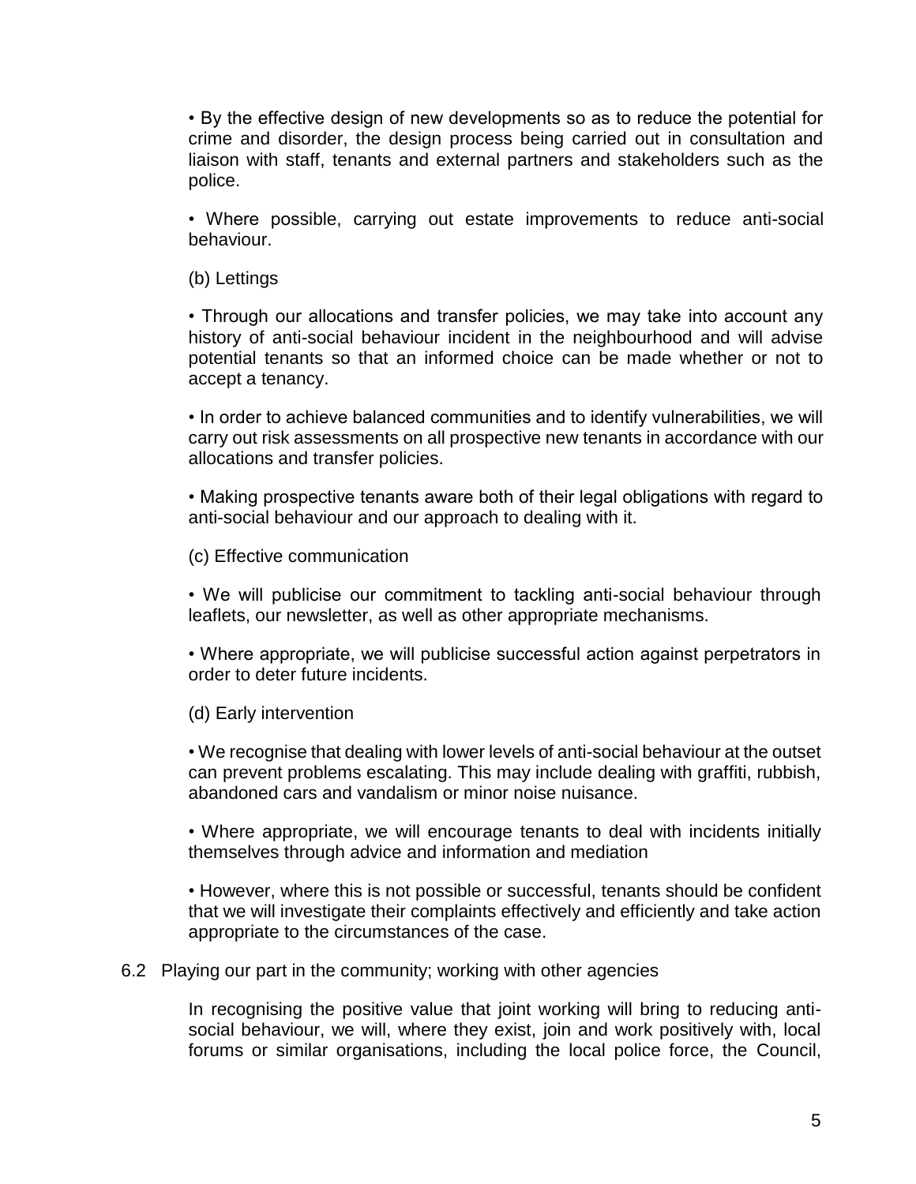- By the effective design of new developments so as to reduce the potential for crime and disorder, the design process being carried out in consultation and liaison with staff, tenants and external partners and stakeholders such as the police.

- Where possible, carrying out estate improvements to reduce anti-social behaviour.

(b) Lettings

- Through our allocations and transfer policies, we may take into account any history of anti-social behaviour incident in the neighbourhood and will advise potential tenants so that an informed choice can be made whether or not to accept a tenancy.

- In order to achieve balanced communities and to identify vulnerabilities, we will carry out risk assessments on all prospective new tenants in accordance with our allocations and transfer policies.

- Making prospective tenants aware both of their legal obligations with regard to anti-social behaviour and our approach to dealing with it.

(c) Effective communication

- We will publicise our commitment to tackling anti-social behaviour through leaflets, our newsletter, as well as other appropriate mechanisms.

- Where appropriate, we will publicise successful action against perpetrators in order to deter future incidents.

(d) Early intervention

- We recognise that dealing with lower levels of anti-social behaviour at the outset can prevent problems escalating. This may include dealing with graffiti, rubbish, abandoned cars and vandalism or minor noise nuisance.

- Where appropriate, we will encourage tenants to deal with incidents initially themselves through advice and information and mediation

- However, where this is not possible or successful, tenants should be confident that we will investigate their complaints effectively and efficiently and take action appropriate to the circumstances of the case.

6.2 Playing our part in the community; working with other agencies

In recognising the positive value that joint working will bring to reducing anti-social behaviour, we will, where they exist, join and work positively with, local forums or similar organisations, including the local police force, the Council,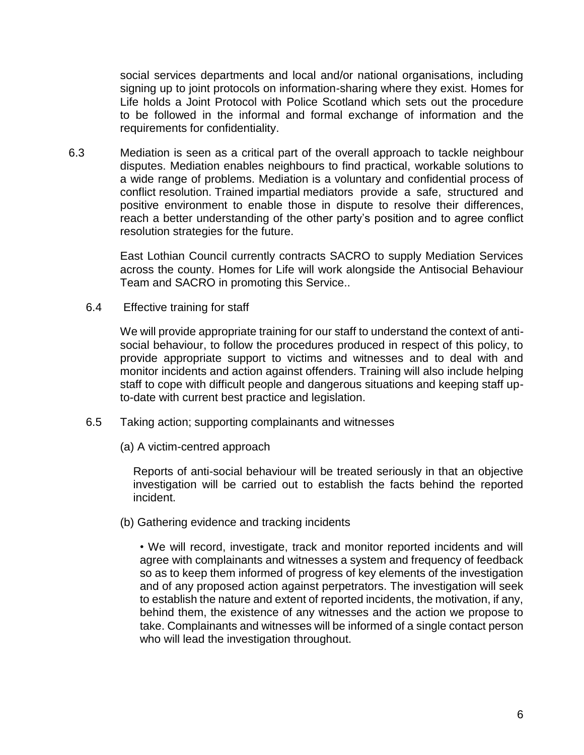social services departments and local and/or national organisations, including signing up to joint protocols on information-sharing where they exist. Homes for Life holds a Joint Protocol with Police Scotland which sets out the procedure to be followed in the informal and formal exchange of information and the requirements for confidentiality.

6.3 Mediation is seen as a critical part of the overall approach to tackle neighbour disputes. Mediation enables neighbours to find practical, workable solutions to a wide range of problems. Mediation is a voluntary and confidential process of conflict resolution. Trained impartial mediators provide a safe, structured and positive environment to enable those in dispute to resolve their differences, reach a better understanding of the other party's position and to agree conflict resolution strategies for the future.

East Lothian Council currently contracts SACRO to supply Mediation Services across the county. Homes for Life will work alongside the Antisocial Behaviour Team and SACRO in promoting this Service..

6.4 Effective training for staff

We will provide appropriate training for our staff to understand the context of anti-social behaviour, to follow the procedures produced in respect of this policy, to provide appropriate support to victims and witnesses and to deal with and monitor incidents and action against offenders. Training will also include helping staff to cope with difficult people and dangerous situations and keeping staff up-to-date with current best practice and legislation.

6.5 Taking action; supporting complainants and witnesses

(a) A victim-centred approach

Reports of anti-social behaviour will be treated seriously in that an objective investigation will be carried out to establish the facts behind the reported incident.

(b) Gathering evidence and tracking incidents

- We will record, investigate, track and monitor reported incidents and will agree with complainants and witnesses a system and frequency of feedback so as to keep them informed of progress of key elements of the investigation and of any proposed action against perpetrators. The investigation will seek to establish the nature and extent of reported incidents, the motivation, if any, behind them, the existence of any witnesses and the action we propose to take. Complainants and witnesses will be informed of a single contact person who will lead the investigation throughout.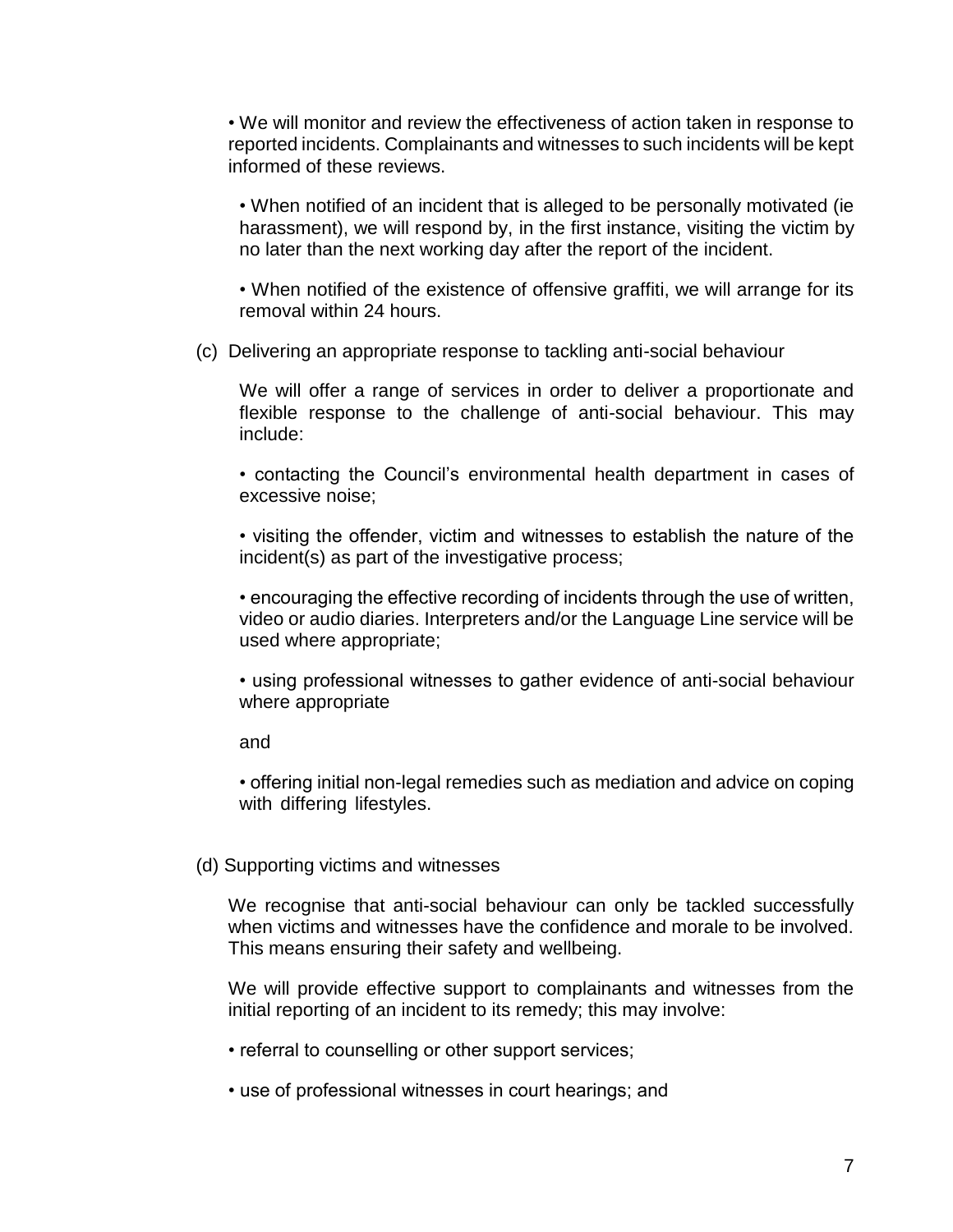- We will monitor and review the effectiveness of action taken in response to reported incidents. Complainants and witnesses to such incidents will be kept informed of these reviews.

- When notified of an incident that is alleged to be personally motivated (ie harassment), we will respond by, in the first instance, visiting the victim by no later than the next working day after the report of the incident.

- When notified of the existence of offensive graffiti, we will arrange for its removal within 24 hours.

(c) Delivering an appropriate response to tackling anti-social behaviour

We will offer a range of services in order to deliver a proportionate and flexible response to the challenge of anti-social behaviour. This may include:

- contacting the Council's environmental health department in cases of excessive noise;

- visiting the offender, victim and witnesses to establish the nature of the incident(s) as part of the investigative process;

- encouraging the effective recording of incidents through the use of written, video or audio diaries. Interpreters and/or the Language Line service will be used where appropriate;

- using professional witnesses to gather evidence of anti-social behaviour where appropriate

and

- offering initial non-legal remedies such as mediation and advice on coping with differing lifestyles.

(d) Supporting victims and witnesses

We recognise that anti-social behaviour can only be tackled successfully when victims and witnesses have the confidence and morale to be involved. This means ensuring their safety and wellbeing.

We will provide effective support to complainants and witnesses from the initial reporting of an incident to its remedy; this may involve:

- referral to counselling or other support services;

- use of professional witnesses in court hearings; and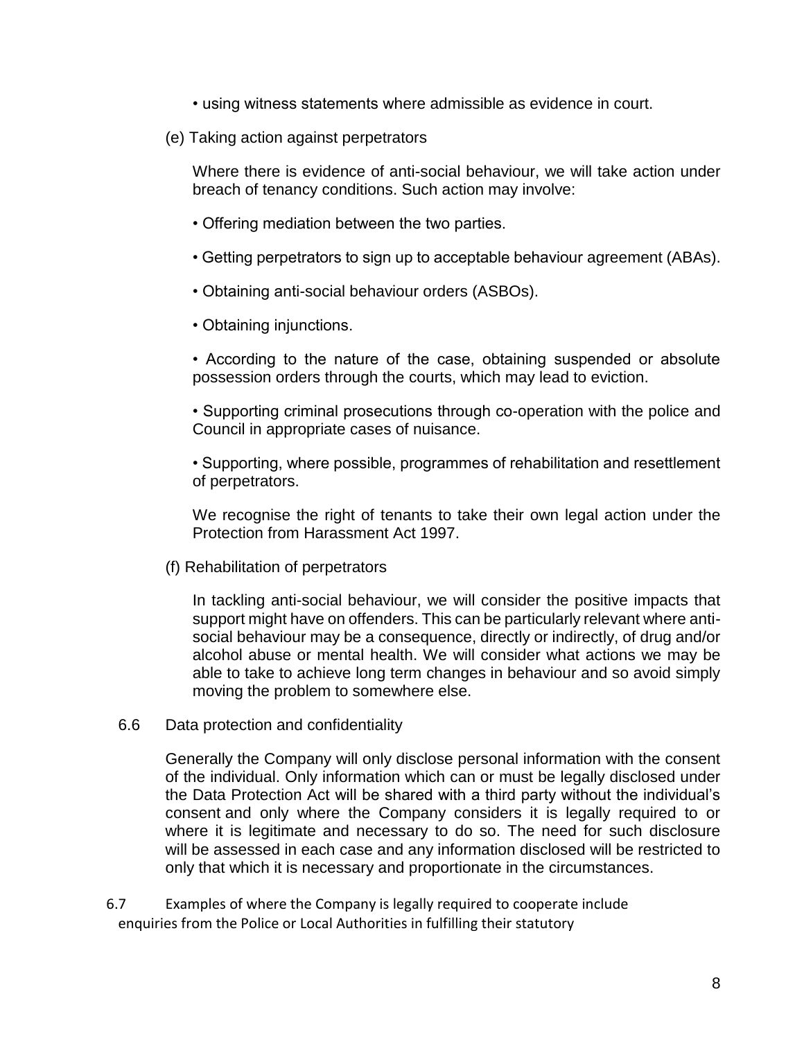- using witness statements where admissible as evidence in court.

(e) Taking action against perpetrators

Where there is evidence of anti-social behaviour, we will take action under breach of tenancy conditions. Such action may involve:

- Offering mediation between the two parties.
- Getting perpetrators to sign up to acceptable behaviour agreement (ABAs).
- Obtaining anti-social behaviour orders (ASBOs).
- Obtaining injunctions.
- According to the nature of the case, obtaining suspended or absolute possession orders through the courts, which may lead to eviction.
- Supporting criminal prosecutions through co-operation with the police and Council in appropriate cases of nuisance.
- Supporting, where possible, programmes of rehabilitation and resettlement of perpetrators.

We recognise the right of tenants to take their own legal action under the Protection from Harassment Act 1997.

(f) Rehabilitation of perpetrators

In tackling anti-social behaviour, we will consider the positive impacts that support might have on offenders. This can be particularly relevant where anti-social behaviour may be a consequence, directly or indirectly, of drug and/or alcohol abuse or mental health. We will consider what actions we may be able to take to achieve long term changes in behaviour and so avoid simply moving the problem to somewhere else.

6.6 Data protection and confidentiality

Generally the Company will only disclose personal information with the consent of the individual. Only information which can or must be legally disclosed under the Data Protection Act will be shared with a third party without the individual's consent and only where the Company considers it is legally required to or where it is legitimate and necessary to do so. The need for such disclosure will be assessed in each case and any information disclosed will be restricted to only that which it is necessary and proportionate in the circumstances.

6.7 Examples of where the Company is legally required to cooperate include enquiries from the Police or Local Authorities in fulfilling their statutory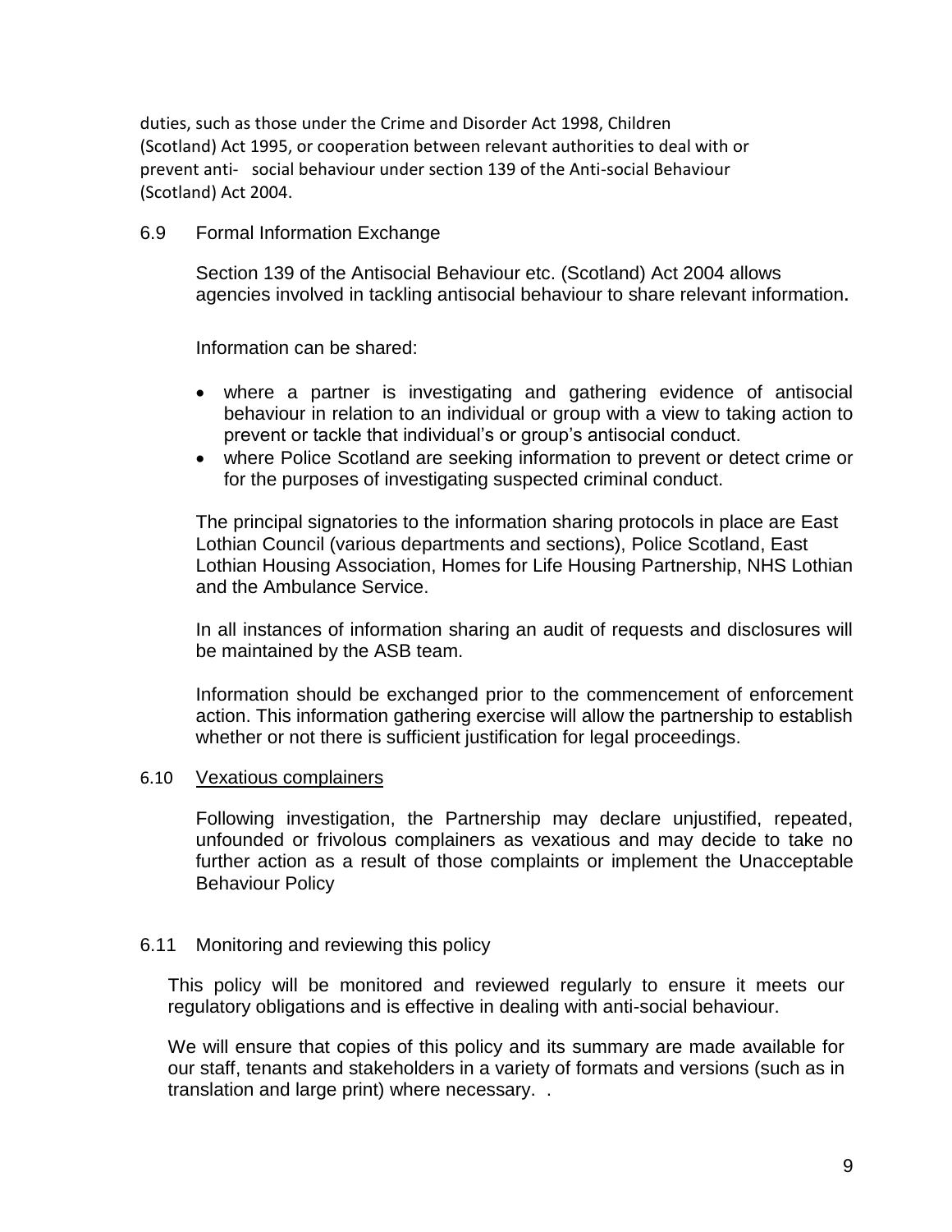duties, such as those under the Crime and Disorder Act 1998, Children (Scotland) Act 1995, or cooperation between relevant authorities to deal with or prevent anti- social behaviour under section 139 of the Anti-social Behaviour (Scotland) Act 2004.

### 6.9 Formal Information Exchange

Section 139 of the Antisocial Behaviour etc. (Scotland) Act 2004 allows agencies involved in tackling antisocial behaviour to share relevant information.

Information can be shared:

- where a partner is investigating and gathering evidence of antisocial behaviour in relation to an individual or group with a view to taking action to prevent or tackle that individual's or group's antisocial conduct.
- where Police Scotland are seeking information to prevent or detect crime or for the purposes of investigating suspected criminal conduct.

The principal signatories to the information sharing protocols in place are East Lothian Council (various departments and sections), Police Scotland, East Lothian Housing Association, Homes for Life Housing Partnership, NHS Lothian and the Ambulance Service.

In all instances of information sharing an audit of requests and disclosures will be maintained by the ASB team.

Information should be exchanged prior to the commencement of enforcement action. This information gathering exercise will allow the partnership to establish whether or not there is sufficient justification for legal proceedings.

### 6.10 Vexatious complainers

Following investigation, the Partnership may declare unjustified, repeated, unfounded or frivolous complainers as vexatious and may decide to take no further action as a result of those complaints or implement the Unacceptable Behaviour Policy

### 6.11 Monitoring and reviewing this policy

This policy will be monitored and reviewed regularly to ensure it meets our regulatory obligations and is effective in dealing with anti-social behaviour.

We will ensure that copies of this policy and its summary are made available for our staff, tenants and stakeholders in a variety of formats and versions (such as in translation and large print) where necessary. .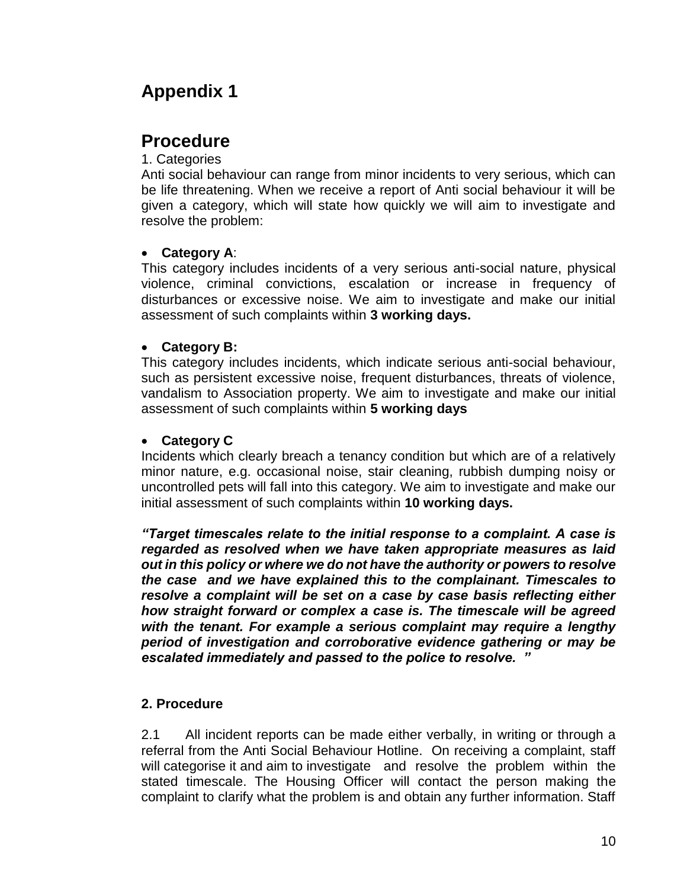# Appendix 1

## Procedure

1. Categories

Anti social behaviour can range from minor incidents to very serious, which can be life threatening. When we receive a report of Anti social behaviour it will be given a category, which will state how quickly we will aim to investigate and resolve the problem:

- **Category A**:

This category includes incidents of a very serious anti-social nature, physical violence, criminal convictions, escalation or increase in frequency of disturbances or excessive noise. We aim to investigate and make our initial assessment of such complaints within **3 working days.**

- **Category B:**

This category includes incidents, which indicate serious anti-social behaviour, such as persistent excessive noise, frequent disturbances, threats of violence, vandalism to Association property. We aim to investigate and make our initial assessment of such complaints within **5 working days**

- **Category C**

Incidents which clearly breach a tenancy condition but which are of a relatively minor nature, e.g. occasional noise, stair cleaning, rubbish dumping noisy or uncontrolled pets will fall into this category. We aim to investigate and make our initial assessment of such complaints within **10 working days.**

***"Target timescales relate to the initial response to a complaint. A case is regarded as resolved when we have taken appropriate measures as laid out in this policy or where we do not have the authority or powers to resolve the case and we have explained this to the complainant. Timescales to resolve a complaint will be set on a case by case basis reflecting either how straight forward or complex a case is. The timescale will be agreed with the tenant. For example a serious complaint may require a lengthy period of investigation and corroborative evidence gathering or may be escalated immediately and passed to the police to resolve. "***

### 2. Procedure

2.1 All incident reports can be made either verbally, in writing or through a referral from the Anti Social Behaviour Hotline. On receiving a complaint, staff will categorise it and aim to investigate and resolve the problem within the stated timescale. The Housing Officer will contact the person making the complaint to clarify what the problem is and obtain any further information. Staff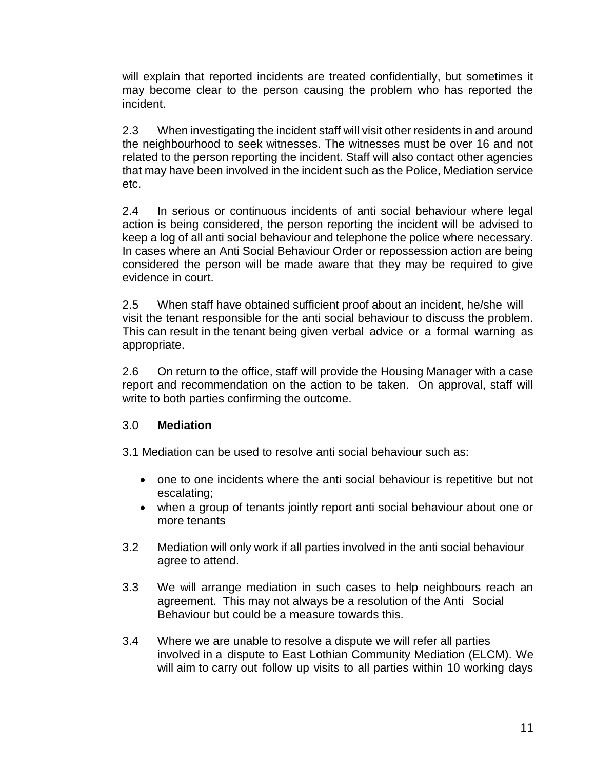will explain that reported incidents are treated confidentially, but sometimes it may become clear to the person causing the problem who has reported the incident.

2.3 When investigating the incident staff will visit other residents in and around the neighbourhood to seek witnesses. The witnesses must be over 16 and not related to the person reporting the incident. Staff will also contact other agencies that may have been involved in the incident such as the Police, Mediation service etc.

2.4 In serious or continuous incidents of anti social behaviour where legal action is being considered, the person reporting the incident will be advised to keep a log of all anti social behaviour and telephone the police where necessary. In cases where an Anti Social Behaviour Order or repossession action are being considered the person will be made aware that they may be required to give evidence in court.

2.5 When staff have obtained sufficient proof about an incident, he/she will visit the tenant responsible for the anti social behaviour to discuss the problem. This can result in the tenant being given verbal advice or a formal warning as appropriate.

2.6 On return to the office, staff will provide the Housing Manager with a case report and recommendation on the action to be taken. On approval, staff will write to both parties confirming the outcome.

## 3.0 **Mediation**

3.1 Mediation can be used to resolve anti social behaviour such as:

- one to one incidents where the anti social behaviour is repetitive but not escalating;
- when a group of tenants jointly report anti social behaviour about one or more tenants

3.2 Mediation will only work if all parties involved in the anti social behaviour agree to attend.

3.3 We will arrange mediation in such cases to help neighbours reach an agreement. This may not always be a resolution of the Anti Social Behaviour but could be a measure towards this.

3.4 Where we are unable to resolve a dispute we will refer all parties involved in a dispute to East Lothian Community Mediation (ELCM). We will aim to carry out follow up visits to all parties within 10 working days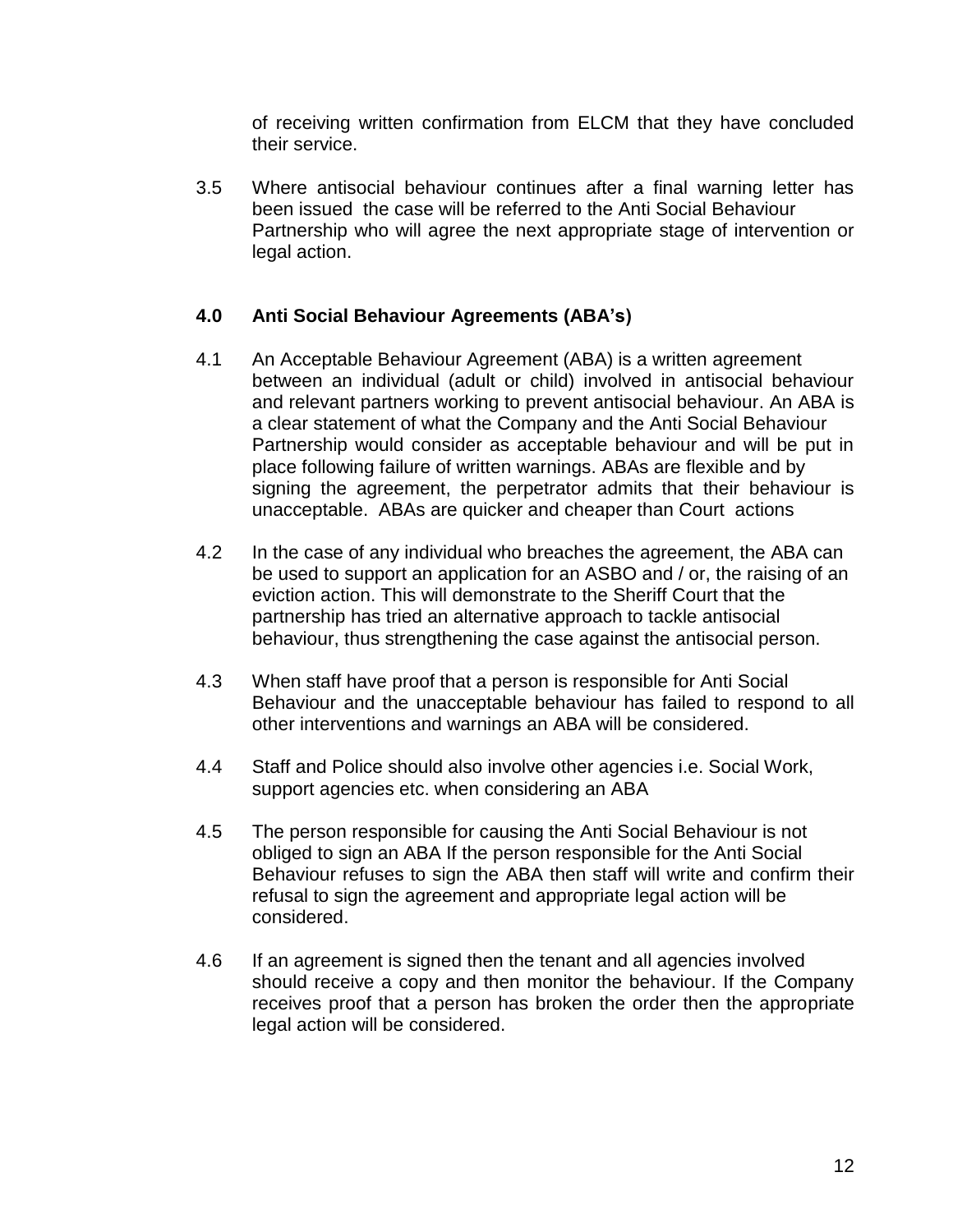of receiving written confirmation from ELCM that they have concluded their service.

3.5 Where antisocial behaviour continues after a final warning letter has been issued the case will be referred to the Anti Social Behaviour Partnership who will agree the next appropriate stage of intervention or legal action.

## 4.0 Anti Social Behaviour Agreements (ABA's)

4.1 An Acceptable Behaviour Agreement (ABA) is a written agreement between an individual (adult or child) involved in antisocial behaviour and relevant partners working to prevent antisocial behaviour. An ABA is a clear statement of what the Company and the Anti Social Behaviour Partnership would consider as acceptable behaviour and will be put in place following failure of written warnings. ABAs are flexible and by signing the agreement, the perpetrator admits that their behaviour is unacceptable. ABAs are quicker and cheaper than Court actions

4.2 In the case of any individual who breaches the agreement, the ABA can be used to support an application for an ASBO and / or, the raising of an eviction action. This will demonstrate to the Sheriff Court that the partnership has tried an alternative approach to tackle antisocial behaviour, thus strengthening the case against the antisocial person.

4.3 When staff have proof that a person is responsible for Anti Social Behaviour and the unacceptable behaviour has failed to respond to all other interventions and warnings an ABA will be considered.

4.4 Staff and Police should also involve other agencies i.e. Social Work, support agencies etc. when considering an ABA

4.5 The person responsible for causing the Anti Social Behaviour is not obliged to sign an ABA If the person responsible for the Anti Social Behaviour refuses to sign the ABA then staff will write and confirm their refusal to sign the agreement and appropriate legal action will be considered.

4.6 If an agreement is signed then the tenant and all agencies involved should receive a copy and then monitor the behaviour. If the Company receives proof that a person has broken the order then the appropriate legal action will be considered.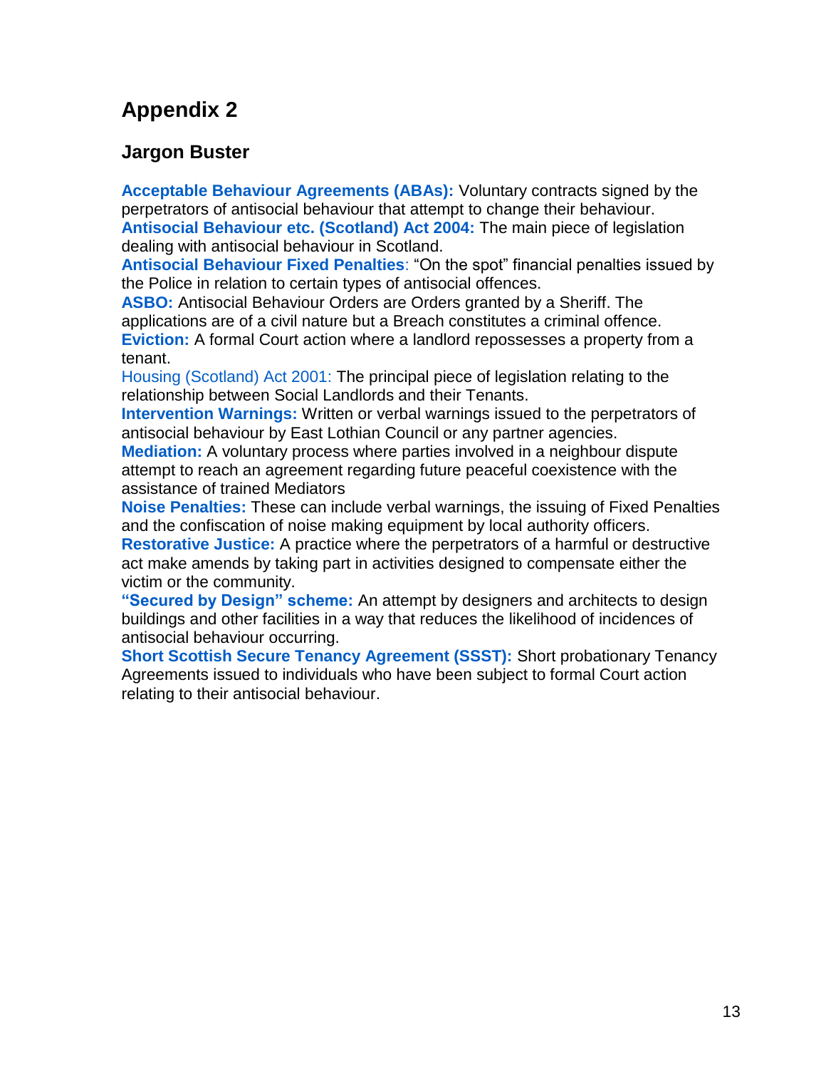# Appendix 2

## Jargon Buster

**Acceptable Behaviour Agreements (ABAs):** Voluntary contracts signed by the perpetrators of antisocial behaviour that attempt to change their behaviour.
**Antisocial Behaviour etc. (Scotland) Act 2004:** The main piece of legislation dealing with antisocial behaviour in Scotland.
**Antisocial Behaviour Fixed Penalties**: "On the spot" financial penalties issued by the Police in relation to certain types of antisocial offences.
**ASBO:** Antisocial Behaviour Orders are Orders granted by a Sheriff. The applications are of a civil nature but a Breach constitutes a criminal offence.
**Eviction:** A formal Court action where a landlord repossesses a property from a tenant.
Housing (Scotland) Act 2001: The principal piece of legislation relating to the relationship between Social Landlords and their Tenants.
**Intervention Warnings:** Written or verbal warnings issued to the perpetrators of antisocial behaviour by East Lothian Council or any partner agencies.
**Mediation:** A voluntary process where parties involved in a neighbour dispute attempt to reach an agreement regarding future peaceful coexistence with the assistance of trained Mediators
**Noise Penalties:** These can include verbal warnings, the issuing of Fixed Penalties and the confiscation of noise making equipment by local authority officers.
**Restorative Justice:** A practice where the perpetrators of a harmful or destructive act make amends by taking part in activities designed to compensate either the victim or the community.
**"Secured by Design" scheme:** An attempt by designers and architects to design buildings and other facilities in a way that reduces the likelihood of incidences of antisocial behaviour occurring.
**Short Scottish Secure Tenancy Agreement (SSST):** Short probationary Tenancy Agreements issued to individuals who have been subject to formal Court action relating to their antisocial behaviour.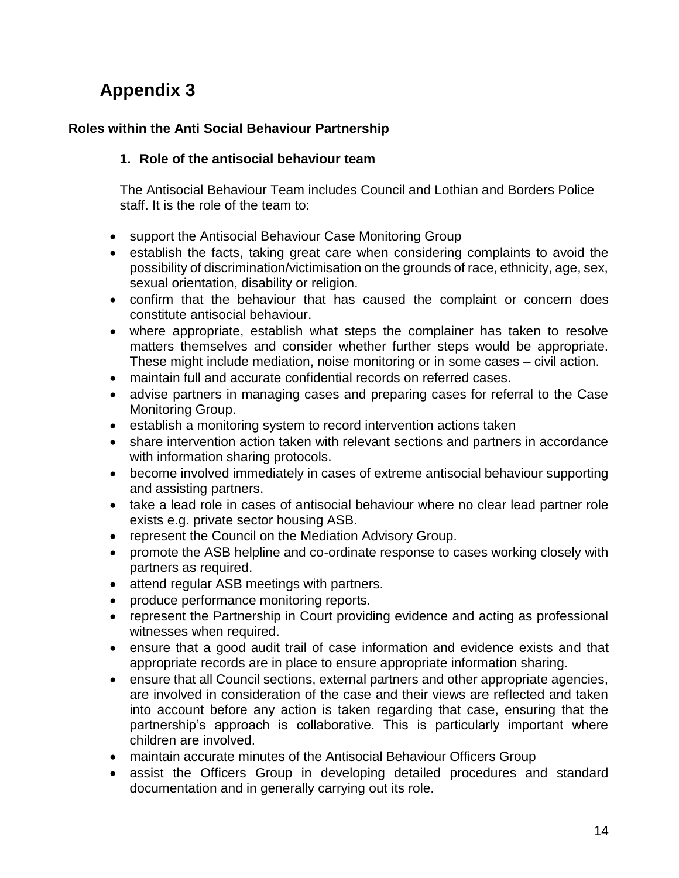# Appendix 3

**Roles within the Anti Social Behaviour Partnership**

## 1. Role of the antisocial behaviour team

The Antisocial Behaviour Team includes Council and Lothian and Borders Police staff. It is the role of the team to:

- support the Antisocial Behaviour Case Monitoring Group
- establish the facts, taking great care when considering complaints to avoid the possibility of discrimination/victimisation on the grounds of race, ethnicity, age, sex, sexual orientation, disability or religion.
- confirm that the behaviour that has caused the complaint or concern does constitute antisocial behaviour.
- where appropriate, establish what steps the complainer has taken to resolve matters themselves and consider whether further steps would be appropriate. These might include mediation, noise monitoring or in some cases – civil action.
- maintain full and accurate confidential records on referred cases.
- advise partners in managing cases and preparing cases for referral to the Case Monitoring Group.
- establish a monitoring system to record intervention actions taken
- share intervention action taken with relevant sections and partners in accordance with information sharing protocols.
- become involved immediately in cases of extreme antisocial behaviour supporting and assisting partners.
- take a lead role in cases of antisocial behaviour where no clear lead partner role exists e.g. private sector housing ASB.
- represent the Council on the Mediation Advisory Group.
- promote the ASB helpline and co-ordinate response to cases working closely with partners as required.
- attend regular ASB meetings with partners.
- produce performance monitoring reports.
- represent the Partnership in Court providing evidence and acting as professional witnesses when required.
- ensure that a good audit trail of case information and evidence exists and that appropriate records are in place to ensure appropriate information sharing.
- ensure that all Council sections, external partners and other appropriate agencies, are involved in consideration of the case and their views are reflected and taken into account before any action is taken regarding that case, ensuring that the partnership's approach is collaborative. This is particularly important where children are involved.
- maintain accurate minutes of the Antisocial Behaviour Officers Group
- assist the Officers Group in developing detailed procedures and standard documentation and in generally carrying out its role.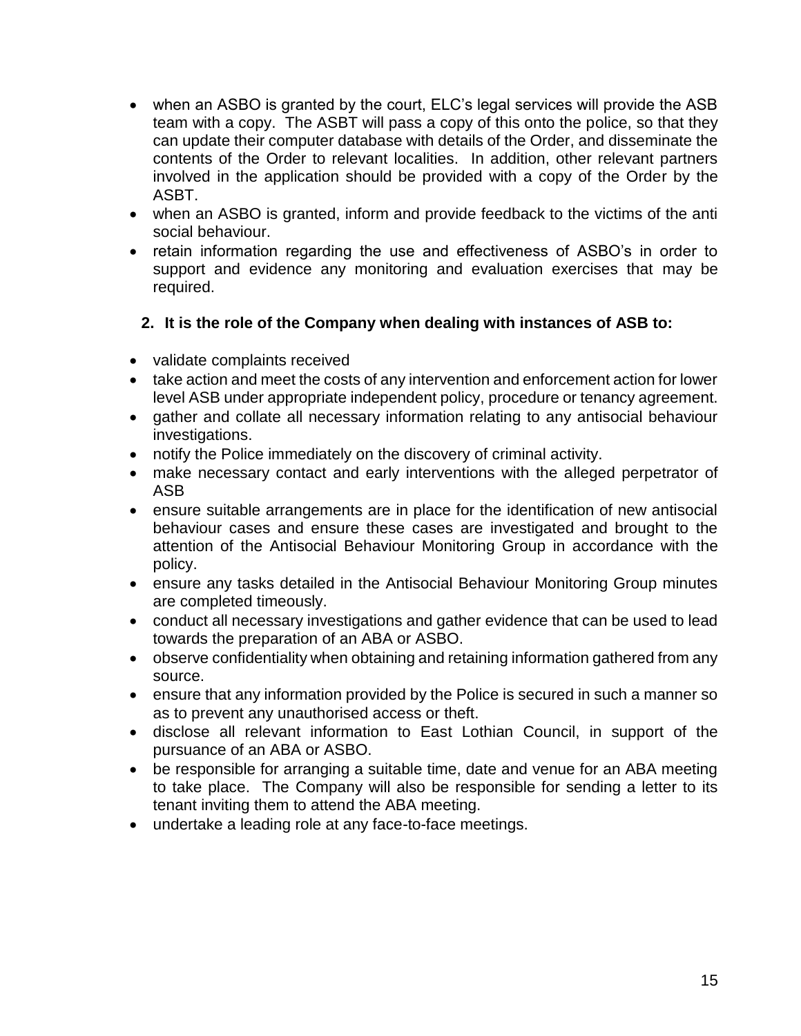- when an ASBO is granted by the court, ELC's legal services will provide the ASB team with a copy. The ASBT will pass a copy of this onto the police, so that they can update their computer database with details of the Order, and disseminate the contents of the Order to relevant localities. In addition, other relevant partners involved in the application should be provided with a copy of the Order by the ASBT.
- when an ASBO is granted, inform and provide feedback to the victims of the anti social behaviour.
- retain information regarding the use and effectiveness of ASBO's in order to support and evidence any monitoring and evaluation exercises that may be required.

**2. It is the role of the Company when dealing with instances of ASB to:**

- validate complaints received
- take action and meet the costs of any intervention and enforcement action for lower level ASB under appropriate independent policy, procedure or tenancy agreement.
- gather and collate all necessary information relating to any antisocial behaviour investigations.
- notify the Police immediately on the discovery of criminal activity.
- make necessary contact and early interventions with the alleged perpetrator of ASB
- ensure suitable arrangements are in place for the identification of new antisocial behaviour cases and ensure these cases are investigated and brought to the attention of the Antisocial Behaviour Monitoring Group in accordance with the policy.
- ensure any tasks detailed in the Antisocial Behaviour Monitoring Group minutes are completed timeously.
- conduct all necessary investigations and gather evidence that can be used to lead towards the preparation of an ABA or ASBO.
- observe confidentiality when obtaining and retaining information gathered from any source.
- ensure that any information provided by the Police is secured in such a manner so as to prevent any unauthorised access or theft.
- disclose all relevant information to East Lothian Council, in support of the pursuance of an ABA or ASBO.
- be responsible for arranging a suitable time, date and venue for an ABA meeting to take place. The Company will also be responsible for sending a letter to its tenant inviting them to attend the ABA meeting.
- undertake a leading role at any face-to-face meetings.